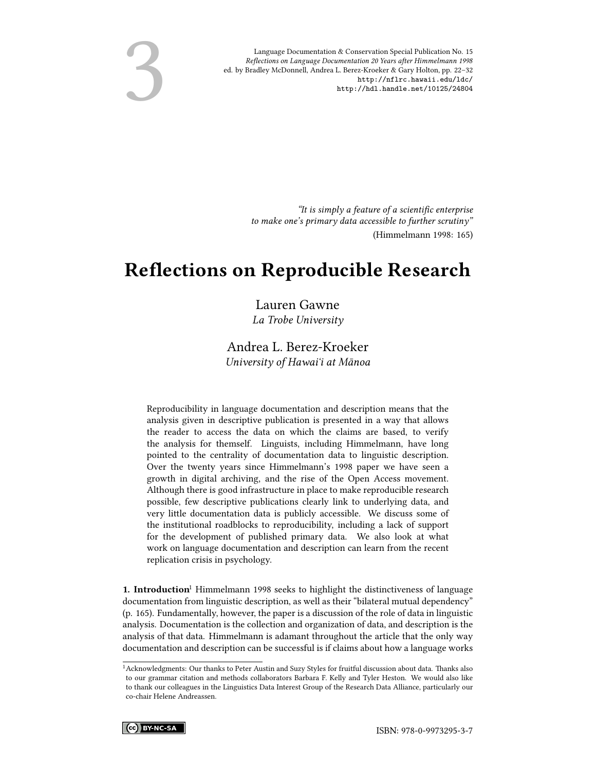*"It is simply a feature of a scientific enterprise to make one's primary data accessible to further scrutiny"*
(Himmelmann 1998: 165)

# Reflections on Reproducible Research

Lauren Gawne
*La Trobe University*

Andrea L. Berez-Kroeker
*University of Hawai'i at Mānoa*

Reproducibility in language documentation and description means that the analysis given in descriptive publication is presented in a way that allows the reader to access the data on which the claims are based, to verify the analysis for themself. Linguists, including Himmelmann, have long pointed to the centrality of documentation data to linguistic description. Over the twenty years since Himmelmann's 1998 paper we have seen a growth in digital archiving, and the rise of the Open Access movement. Although there is good infrastructure in place to make reproducible research possible, few descriptive publications clearly link to underlying data, and very little documentation data is publicly accessible. We discuss some of the institutional roadblocks to reproducibility, including a lack of support for the development of published primary data. We also look at what work on language documentation and description can learn from the recent replication crisis in psychology.

**1. Introduction**[1] Himmelmann 1998 seeks to highlight the distinctiveness of language documentation from linguistic description, as well as their "bilateral mutual dependency" (p. 165). Fundamentally, however, the paper is a discussion of the role of data in linguistic analysis. Documentation is the collection and organization of data, and description is the analysis of that data. Himmelmann is adamant throughout the article that the only way documentation and description can be successful is if claims about how a language works

[1] Acknowledgments: Our thanks to Peter Austin and Suzy Styles for fruitful discussion about data. Thanks also to our grammar citation and methods collaborators Barbara F. Kelly and Tyler Heston. We would also like to thank our colleagues in the Linguistics Data Interest Group of the Research Data Alliance, particularly our co-chair Helene Andreassen.

ISBN: 978-0-9973295-3-7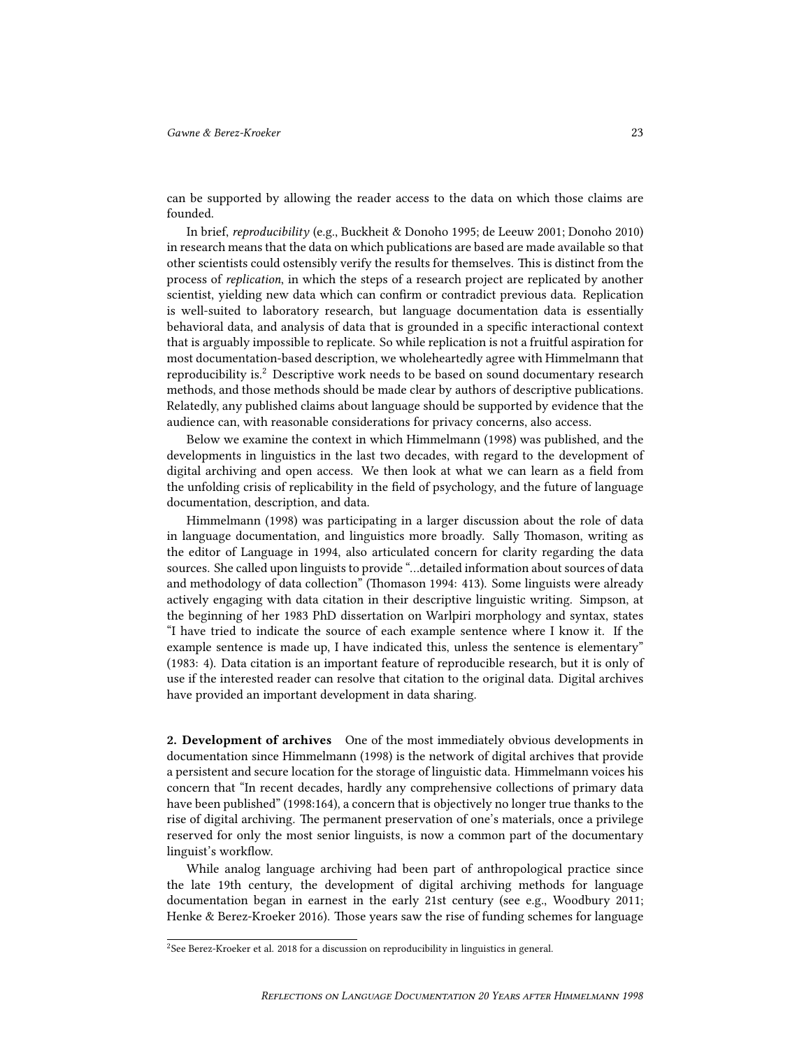can be supported by allowing the reader access to the data on which those claims are founded.

In brief, *reproducibility* (e.g., Buckheit & Donoho 1995; de Leeuw 2001; Donoho 2010) in research means that the data on which publications are based are made available so that other scientists could ostensibly verify the results for themselves. This is distinct from the process of *replication*, in which the steps of a research project are replicated by another scientist, yielding new data which can confirm or contradict previous data. Replication is well-suited to laboratory research, but language documentation data is essentially behavioral data, and analysis of data that is grounded in a specific interactional context that is arguably impossible to replicate. So while replication is not a fruitful aspiration for most documentation-based description, we wholeheartedly agree with Himmelmann that reproducibility is.[2] Descriptive work needs to be based on sound documentary research methods, and those methods should be made clear by authors of descriptive publications. Relatedly, any published claims about language should be supported by evidence that the audience can, with reasonable considerations for privacy concerns, also access.

Below we examine the context in which Himmelmann (1998) was published, and the developments in linguistics in the last two decades, with regard to the development of digital archiving and open access. We then look at what we can learn as a field from the unfolding crisis of replicability in the field of psychology, and the future of language documentation, description, and data.

Himmelmann (1998) was participating in a larger discussion about the role of data in language documentation, and linguistics more broadly. Sally Thomason, writing as the editor of Language in 1994, also articulated concern for clarity regarding the data sources. She called upon linguists to provide "…detailed information about sources of data and methodology of data collection" (Thomason 1994: 413). Some linguists were already actively engaging with data citation in their descriptive linguistic writing. Simpson, at the beginning of her 1983 PhD dissertation on Warlpiri morphology and syntax, states "I have tried to indicate the source of each example sentence where I know it. If the example sentence is made up, I have indicated this, unless the sentence is elementary" (1983: 4). Data citation is an important feature of reproducible research, but it is only of use if the interested reader can resolve that citation to the original data. Digital archives have provided an important development in data sharing.

**2. Development of archives** One of the most immediately obvious developments in documentation since Himmelmann (1998) is the network of digital archives that provide a persistent and secure location for the storage of linguistic data. Himmelmann voices his concern that "In recent decades, hardly any comprehensive collections of primary data have been published" (1998:164), a concern that is objectively no longer true thanks to the rise of digital archiving. The permanent preservation of one's materials, once a privilege reserved for only the most senior linguists, is now a common part of the documentary linguist's workflow.

While analog language archiving had been part of anthropological practice since the late 19th century, the development of digital archiving methods for language documentation began in earnest in the early 21st century (see e.g., Woodbury 2011; Henke & Berez-Kroeker 2016). Those years saw the rise of funding schemes for language

[2] See Berez-Kroeker et al. 2018 for a discussion on reproducibility in linguistics in general.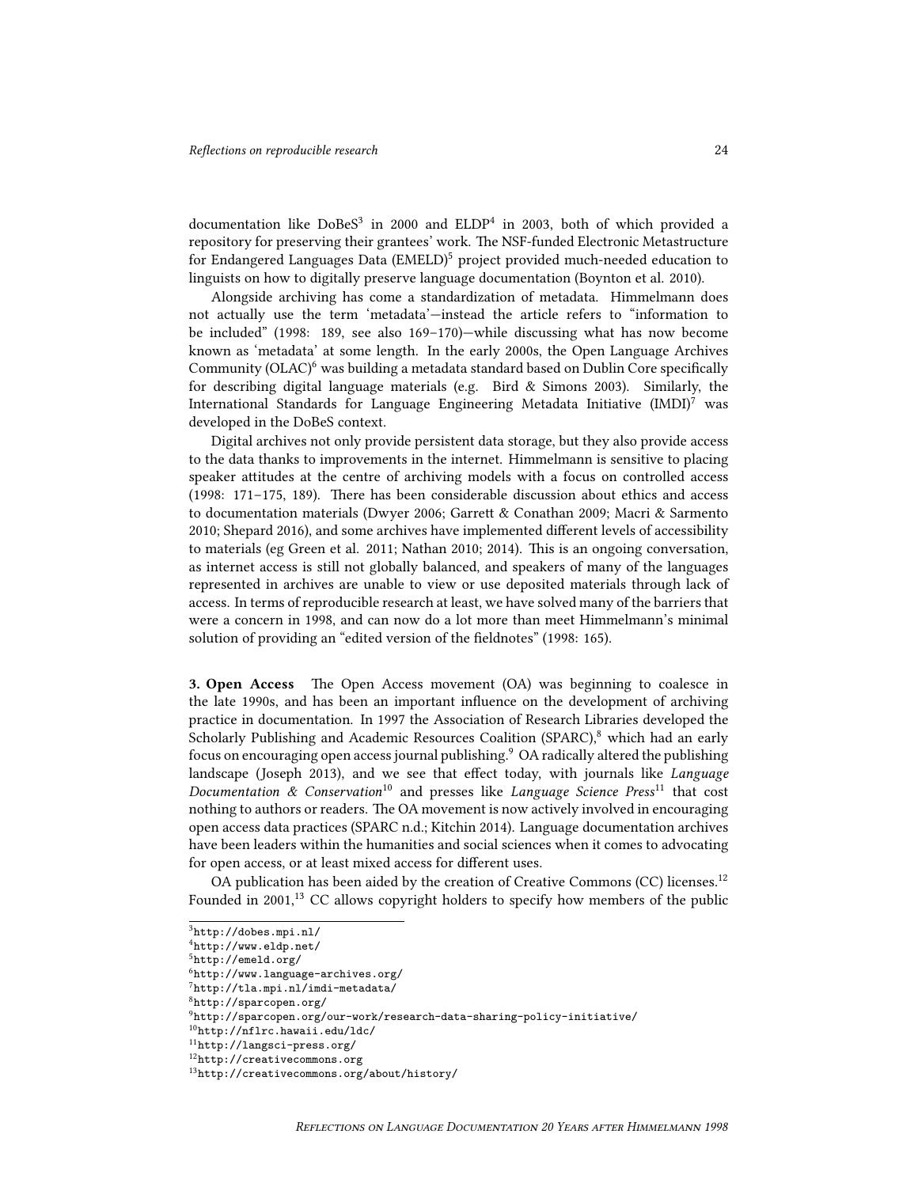documentation like DoBeS[3] in 2000 and ELDP[4] in 2003, both of which provided a repository for preserving their grantees' work. The NSF-funded Electronic Metastructure for Endangered Languages Data (EMELD)[5] project provided much-needed education to linguists on how to digitally preserve language documentation (Boynton et al. 2010).

Alongside archiving has come a standardization of metadata. Himmelmann does not actually use the term 'metadata'—instead the article refers to "information to be included" (1998: 189, see also 169–170)—while discussing what has now become known as 'metadata' at some length. In the early 2000s, the Open Language Archives Community (OLAC)[6] was building a metadata standard based on Dublin Core specifically for describing digital language materials (e.g. Bird & Simons 2003). Similarly, the International Standards for Language Engineering Metadata Initiative (IMDI)[7] was developed in the DoBeS context.

Digital archives not only provide persistent data storage, but they also provide access to the data thanks to improvements in the internet. Himmelmann is sensitive to placing speaker attitudes at the centre of archiving models with a focus on controlled access (1998: 171–175, 189). There has been considerable discussion about ethics and access to documentation materials (Dwyer 2006; Garrett & Conathan 2009; Macri & Sarmento 2010; Shepard 2016), and some archives have implemented different levels of accessibility to materials (eg Green et al. 2011; Nathan 2010; 2014). This is an ongoing conversation, as internet access is still not globally balanced, and speakers of many of the languages represented in archives are unable to view or use deposited materials through lack of access. In terms of reproducible research at least, we have solved many of the barriers that were a concern in 1998, and can now do a lot more than meet Himmelmann's minimal solution of providing an "edited version of the fieldnotes" (1998: 165).

**3. Open Access** The Open Access movement (OA) was beginning to coalesce in the late 1990s, and has been an important influence on the development of archiving practice in documentation. In 1997 the Association of Research Libraries developed the Scholarly Publishing and Academic Resources Coalition (SPARC),[8] which had an early focus on encouraging open access journal publishing.[9] OA radically altered the publishing landscape (Joseph 2013), and we see that effect today, with journals like *Language Documentation & Conservation*[10] and presses like *Language Science Press*[11] that cost nothing to authors or readers. The OA movement is now actively involved in encouraging open access data practices (SPARC n.d.; Kitchin 2014). Language documentation archives have been leaders within the humanities and social sciences when it comes to advocating for open access, or at least mixed access for different uses.

OA publication has been aided by the creation of Creative Commons (CC) licenses.[12] Founded in 2001,[13] CC allows copyright holders to specify how members of the public

[3] `http://dobes.mpi.nl/`
[4] `http://www.eldp.net/`
[5] `http://emeld.org/`
[6] `http://www.language-archives.org/`
[7] `http://tla.mpi.nl/imdi-metadata/`
[8] `http://sparcopen.org/`
[9] `http://sparcopen.org/our-work/research-data-sharing-policy-initiative/`
[10] `http://nflrc.hawaii.edu/ldc/`
[11] `http://langsci-press.org/`
[12] `http://creativecommons.org`
[13] `http://creativecommons.org/about/history/`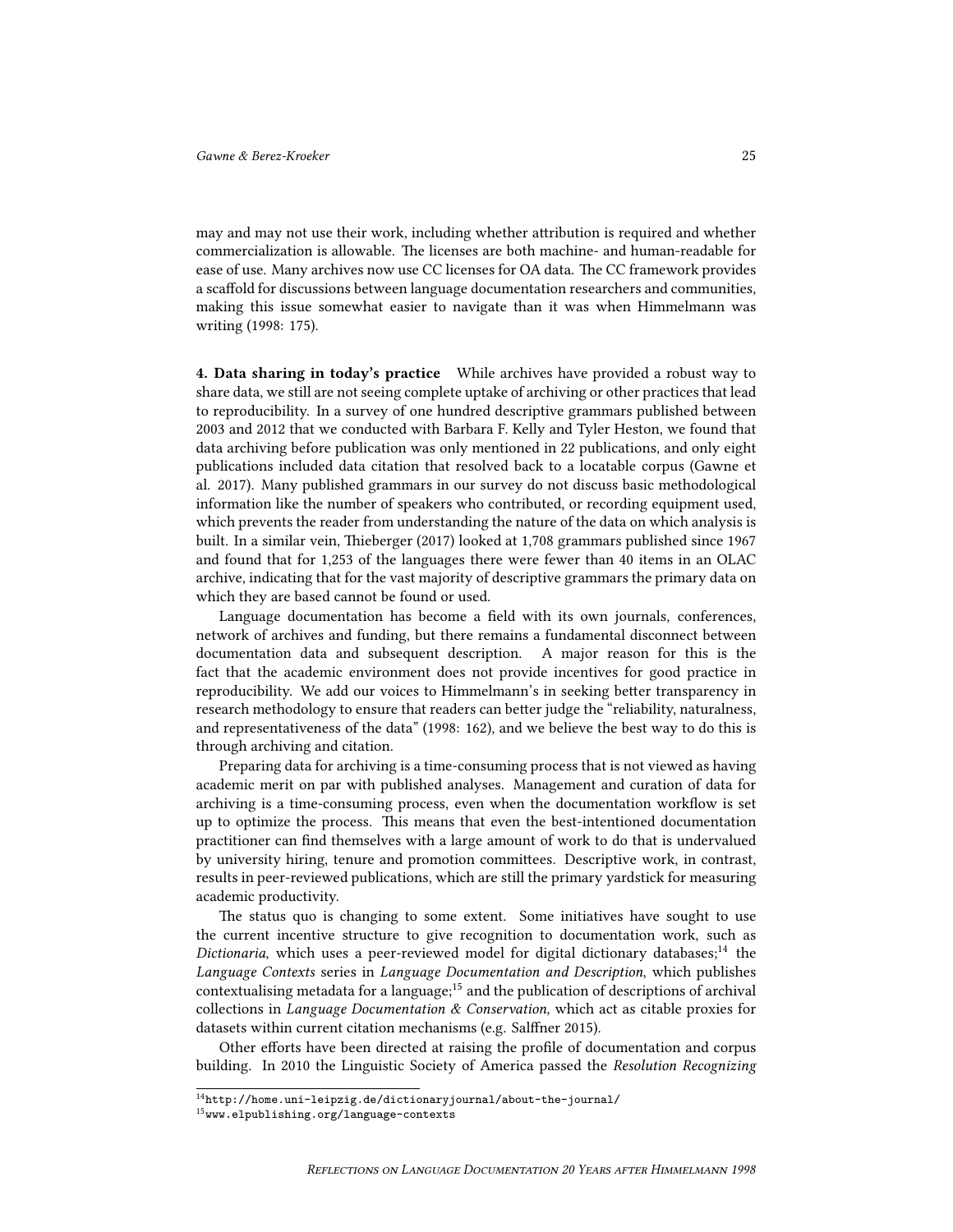may and may not use their work, including whether attribution is required and whether commercialization is allowable. The licenses are both machine- and human-readable for ease of use. Many archives now use CC licenses for OA data. The CC framework provides a scaffold for discussions between language documentation researchers and communities, making this issue somewhat easier to navigate than it was when Himmelmann was writing (1998: 175).

**4. Data sharing in today's practice** While archives have provided a robust way to share data, we still are not seeing complete uptake of archiving or other practices that lead to reproducibility. In a survey of one hundred descriptive grammars published between 2003 and 2012 that we conducted with Barbara F. Kelly and Tyler Heston, we found that data archiving before publication was only mentioned in 22 publications, and only eight publications included data citation that resolved back to a locatable corpus (Gawne et al. 2017). Many published grammars in our survey do not discuss basic methodological information like the number of speakers who contributed, or recording equipment used, which prevents the reader from understanding the nature of the data on which analysis is built. In a similar vein, Thieberger (2017) looked at 1,708 grammars published since 1967 and found that for 1,253 of the languages there were fewer than 40 items in an OLAC archive, indicating that for the vast majority of descriptive grammars the primary data on which they are based cannot be found or used.

Language documentation has become a field with its own journals, conferences, network of archives and funding, but there remains a fundamental disconnect between documentation data and subsequent description. A major reason for this is the fact that the academic environment does not provide incentives for good practice in reproducibility. We add our voices to Himmelmann's in seeking better transparency in research methodology to ensure that readers can better judge the "reliability, naturalness, and representativeness of the data" (1998: 162), and we believe the best way to do this is through archiving and citation.

Preparing data for archiving is a time-consuming process that is not viewed as having academic merit on par with published analyses. Management and curation of data for archiving is a time-consuming process, even when the documentation workflow is set up to optimize the process. This means that even the best-intentioned documentation practitioner can find themselves with a large amount of work to do that is undervalued by university hiring, tenure and promotion committees. Descriptive work, in contrast, results in peer-reviewed publications, which are still the primary yardstick for measuring academic productivity.

The status quo is changing to some extent. Some initiatives have sought to use the current incentive structure to give recognition to documentation work, such as *Dictionaria*, which uses a peer-reviewed model for digital dictionary databases;[14] the *Language Contexts* series in *Language Documentation and Description*, which publishes contextualising metadata for a language;[15] and the publication of descriptions of archival collections in *Language Documentation & Conservation*, which act as citable proxies for datasets within current citation mechanisms (e.g. Salffner 2015).

Other efforts have been directed at raising the profile of documentation and corpus building. In 2010 the Linguistic Society of America passed the *Resolution Recognizing*

[14] http://home.uni-leipzig.de/dictionaryjournal/about-the-journal/

[15] www.elpublishing.org/language-contexts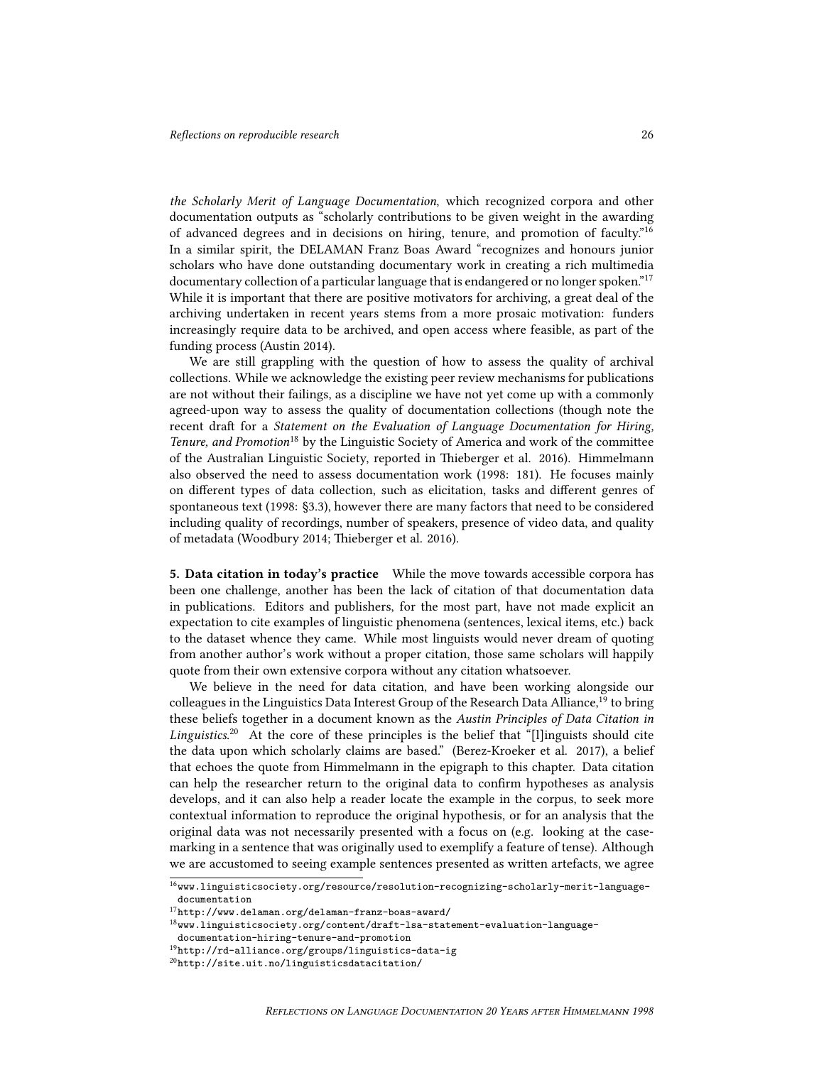*the Scholarly Merit of Language Documentation*, which recognized corpora and other documentation outputs as "scholarly contributions to be given weight in the awarding of advanced degrees and in decisions on hiring, tenure, and promotion of faculty."[16] In a similar spirit, the DELAMAN Franz Boas Award "recognizes and honours junior scholars who have done outstanding documentary work in creating a rich multimedia documentary collection of a particular language that is endangered or no longer spoken."[17] While it is important that there are positive motivators for archiving, a great deal of the archiving undertaken in recent years stems from a more prosaic motivation: funders increasingly require data to be archived, and open access where feasible, as part of the funding process (Austin 2014).

We are still grappling with the question of how to assess the quality of archival collections. While we acknowledge the existing peer review mechanisms for publications are not without their failings, as a discipline we have not yet come up with a commonly agreed-upon way to assess the quality of documentation collections (though note the recent draft for a *Statement on the Evaluation of Language Documentation for Hiring, Tenure, and Promotion*[18] by the Linguistic Society of America and work of the committee of the Australian Linguistic Society, reported in Thieberger et al. 2016). Himmelmann also observed the need to assess documentation work (1998: 181). He focuses mainly on different types of data collection, such as elicitation, tasks and different genres of spontaneous text (1998: §3.3), however there are many factors that need to be considered including quality of recordings, number of speakers, presence of video data, and quality of metadata (Woodbury 2014; Thieberger et al. 2016).

**5. Data citation in today's practice** While the move towards accessible corpora has been one challenge, another has been the lack of citation of that documentation data in publications. Editors and publishers, for the most part, have not made explicit an expectation to cite examples of linguistic phenomena (sentences, lexical items, etc.) back to the dataset whence they came. While most linguists would never dream of quoting from another author's work without a proper citation, those same scholars will happily quote from their own extensive corpora without any citation whatsoever.

We believe in the need for data citation, and have been working alongside our colleagues in the Linguistics Data Interest Group of the Research Data Alliance,[19] to bring these beliefs together in a document known as the *Austin Principles of Data Citation in Linguistics*.[20] At the core of these principles is the belief that "[l]inguists should cite the data upon which scholarly claims are based." (Berez-Kroeker et al. 2017), a belief that echoes the quote from Himmelmann in the epigraph to this chapter. Data citation can help the researcher return to the original data to confirm hypotheses as analysis develops, and it can also help a reader locate the example in the corpus, to seek more contextual information to reproduce the original hypothesis, or for an analysis that the original data was not necessarily presented with a focus on (e.g. looking at the case-marking in a sentence that was originally used to exemplify a feature of tense). Although we are accustomed to seeing example sentences presented as written artefacts, we agree

[16] www.linguisticsociety.org/resource/resolution-recognizing-scholarly-merit-language-documentation

[17] http://www.delaman.org/delaman-franz-boas-award/

[18] www.linguisticsociety.org/content/draft-lsa-statement-evaluation-language-documentation-hiring-tenure-and-promotion

[19] http://rd-alliance.org/groups/linguistics-data-ig

[20] http://site.uit.no/linguisticsdatacitation/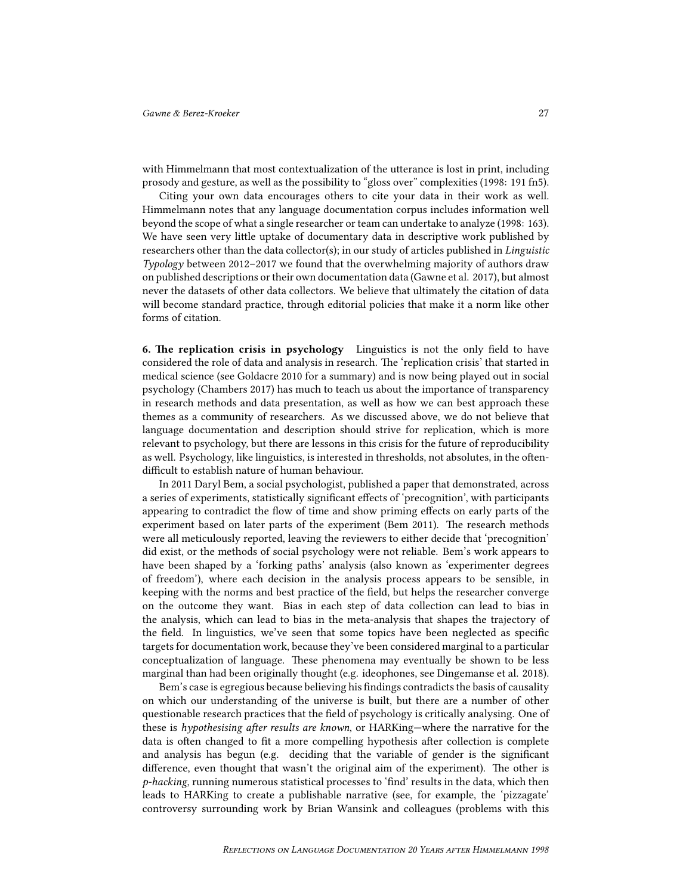with Himmelmann that most contextualization of the utterance is lost in print, including prosody and gesture, as well as the possibility to "gloss over" complexities (1998: 191 fn5).

Citing your own data encourages others to cite your data in their work as well. Himmelmann notes that any language documentation corpus includes information well beyond the scope of what a single researcher or team can undertake to analyze (1998: 163). We have seen very little uptake of documentary data in descriptive work published by researchers other than the data collector(s); in our study of articles published in *Linguistic Typology* between 2012–2017 we found that the overwhelming majority of authors draw on published descriptions or their own documentation data (Gawne et al. 2017), but almost never the datasets of other data collectors. We believe that ultimately the citation of data will become standard practice, through editorial policies that make it a norm like other forms of citation.

**6. The replication crisis in psychology** Linguistics is not the only field to have considered the role of data and analysis in research. The 'replication crisis' that started in medical science (see Goldacre 2010 for a summary) and is now being played out in social psychology (Chambers 2017) has much to teach us about the importance of transparency in research methods and data presentation, as well as how we can best approach these themes as a community of researchers. As we discussed above, we do not believe that language documentation and description should strive for replication, which is more relevant to psychology, but there are lessons in this crisis for the future of reproducibility as well. Psychology, like linguistics, is interested in thresholds, not absolutes, in the often-difficult to establish nature of human behaviour.

In 2011 Daryl Bem, a social psychologist, published a paper that demonstrated, across a series of experiments, statistically significant effects of 'precognition', with participants appearing to contradict the flow of time and show priming effects on early parts of the experiment based on later parts of the experiment (Bem 2011). The research methods were all meticulously reported, leaving the reviewers to either decide that 'precognition' did exist, or the methods of social psychology were not reliable. Bem's work appears to have been shaped by a 'forking paths' analysis (also known as 'experimenter degrees of freedom'), where each decision in the analysis process appears to be sensible, in keeping with the norms and best practice of the field, but helps the researcher converge on the outcome they want. Bias in each step of data collection can lead to bias in the analysis, which can lead to bias in the meta-analysis that shapes the trajectory of the field. In linguistics, we've seen that some topics have been neglected as specific targets for documentation work, because they've been considered marginal to a particular conceptualization of language. These phenomena may eventually be shown to be less marginal than had been originally thought (e.g. ideophones, see Dingemanse et al. 2018).

Bem's case is egregious because believing his findings contradicts the basis of causality on which our understanding of the universe is built, but there are a number of other questionable research practices that the field of psychology is critically analysing. One of these is *hypothesising after results are known*, or HARKing—where the narrative for the data is often changed to fit a more compelling hypothesis after collection is complete and analysis has begun (e.g. deciding that the variable of gender is the significant difference, even thought that wasn't the original aim of the experiment). The other is *p-hacking*, running numerous statistical processes to 'find' results in the data, which then leads to HARKing to create a publishable narrative (see, for example, the 'pizzagate' controversy surrounding work by Brian Wansink and colleagues (problems with this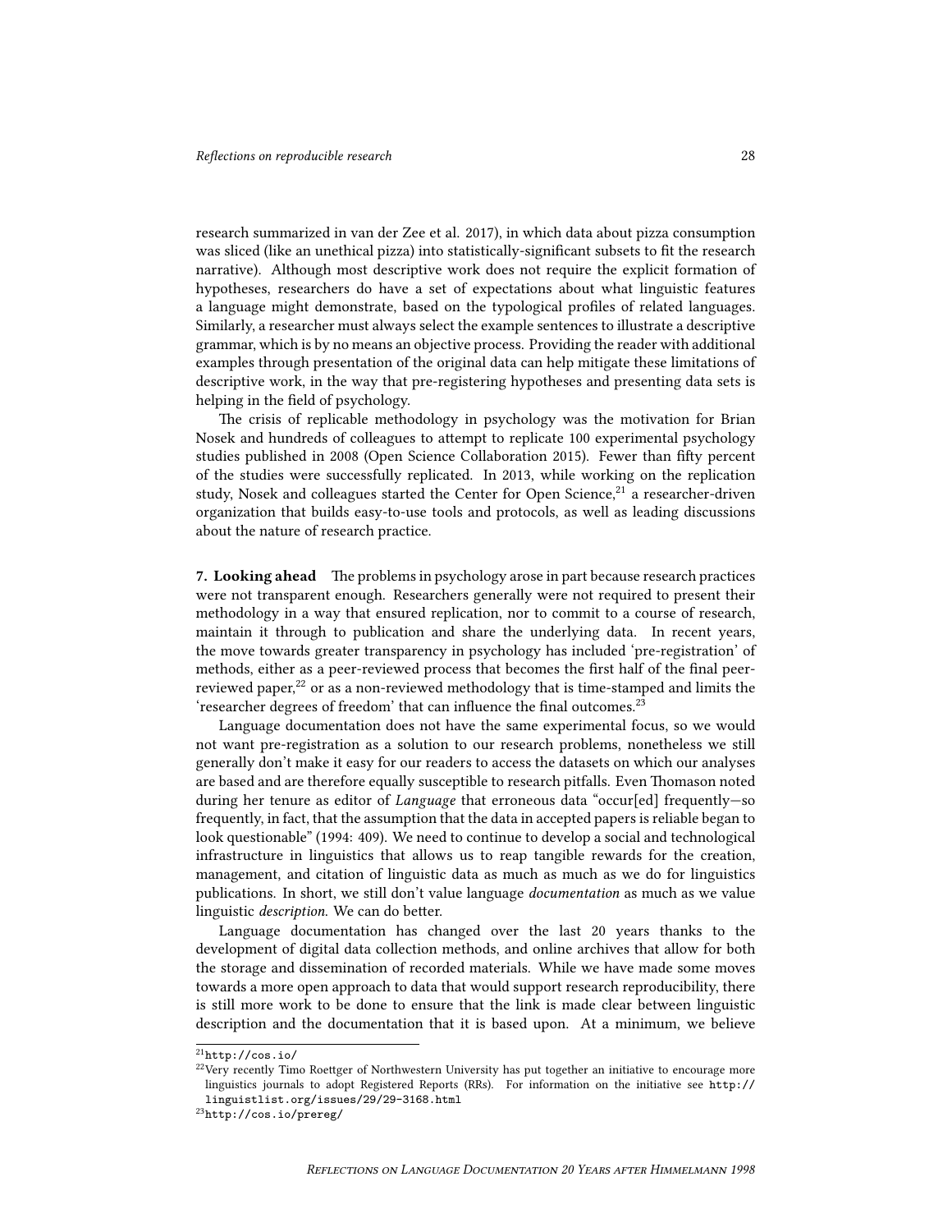research summarized in van der Zee et al. 2017), in which data about pizza consumption was sliced (like an unethical pizza) into statistically-significant subsets to fit the research narrative). Although most descriptive work does not require the explicit formation of hypotheses, researchers do have a set of expectations about what linguistic features a language might demonstrate, based on the typological profiles of related languages. Similarly, a researcher must always select the example sentences to illustrate a descriptive grammar, which is by no means an objective process. Providing the reader with additional examples through presentation of the original data can help mitigate these limitations of descriptive work, in the way that pre-registering hypotheses and presenting data sets is helping in the field of psychology.

The crisis of replicable methodology in psychology was the motivation for Brian Nosek and hundreds of colleagues to attempt to replicate 100 experimental psychology studies published in 2008 (Open Science Collaboration 2015). Fewer than fifty percent of the studies were successfully replicated. In 2013, while working on the replication study, Nosek and colleagues started the Center for Open Science,[21] a researcher-driven organization that builds easy-to-use tools and protocols, as well as leading discussions about the nature of research practice.

**7. Looking ahead** The problems in psychology arose in part because research practices were not transparent enough. Researchers generally were not required to present their methodology in a way that ensured replication, nor to commit to a course of research, maintain it through to publication and share the underlying data. In recent years, the move towards greater transparency in psychology has included 'pre-registration' of methods, either as a peer-reviewed process that becomes the first half of the final peer-reviewed paper,[22] or as a non-reviewed methodology that is time-stamped and limits the 'researcher degrees of freedom' that can influence the final outcomes.[23]

Language documentation does not have the same experimental focus, so we would not want pre-registration as a solution to our research problems, nonetheless we still generally don't make it easy for our readers to access the datasets on which our analyses are based and are therefore equally susceptible to research pitfalls. Even Thomason noted during her tenure as editor of *Language* that erroneous data "occur[ed] frequently—so frequently, in fact, that the assumption that the data in accepted papers is reliable began to look questionable" (1994: 409). We need to continue to develop a social and technological infrastructure in linguistics that allows us to reap tangible rewards for the creation, management, and citation of linguistic data as much as much as we do for linguistics publications. In short, we still don't value language *documentation* as much as we value linguistic *description*. We can do better.

Language documentation has changed over the last 20 years thanks to the development of digital data collection methods, and online archives that allow for both the storage and dissemination of recorded materials. While we have made some moves towards a more open approach to data that would support research reproducibility, there is still more work to be done to ensure that the link is made clear between linguistic description and the documentation that it is based upon. At a minimum, we believe

---

[21] `http://cos.io/`

[22] Very recently Timo Roettger of Northwestern University has put together an initiative to encourage more linguistics journals to adopt Registered Reports (RRs). For information on the initiative see `http://linguistlist.org/issues/29/29-3168.html`

[23] `http://cos.io/prereg/`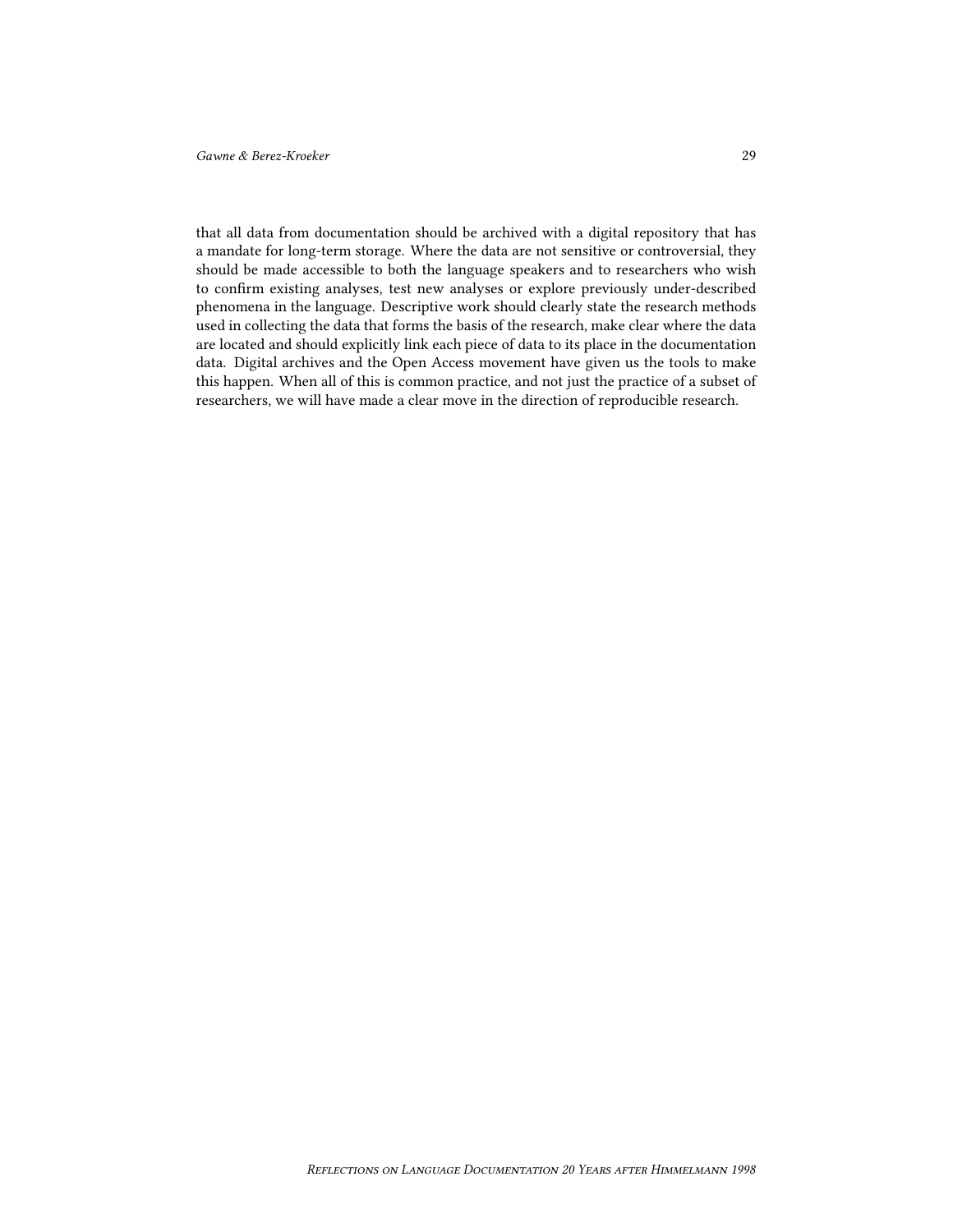that all data from documentation should be archived with a digital repository that has a mandate for long-term storage. Where the data are not sensitive or controversial, they should be made accessible to both the language speakers and to researchers who wish to confirm existing analyses, test new analyses or explore previously under-described phenomena in the language. Descriptive work should clearly state the research methods used in collecting the data that forms the basis of the research, make clear where the data are located and should explicitly link each piece of data to its place in the documentation data. Digital archives and the Open Access movement have given us the tools to make this happen. When all of this is common practice, and not just the practice of a subset of researchers, we will have made a clear move in the direction of reproducible research.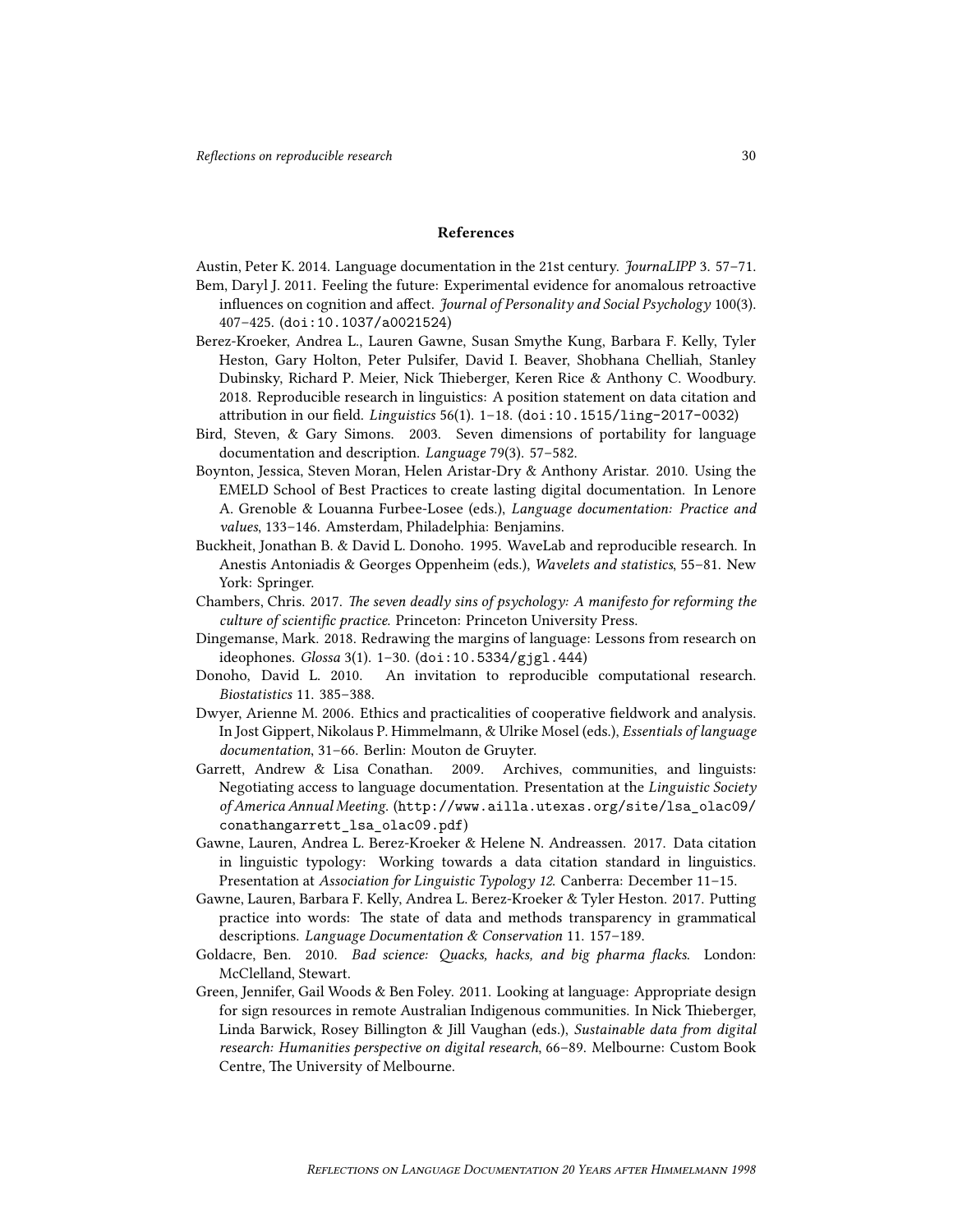## References

Austin, Peter K. 2014. Language documentation in the 21st century. *JournaLIPP* 3. 57–71.

Bem, Daryl J. 2011. Feeling the future: Experimental evidence for anomalous retroactive influences on cognition and affect. *Journal of Personality and Social Psychology* 100(3). 407–425. (doi:10.1037/a0021524)

Berez-Kroeker, Andrea L., Lauren Gawne, Susan Smythe Kung, Barbara F. Kelly, Tyler Heston, Gary Holton, Peter Pulsifer, David I. Beaver, Shobhana Chelliah, Stanley Dubinsky, Richard P. Meier, Nick Thieberger, Keren Rice & Anthony C. Woodbury. 2018. Reproducible research in linguistics: A position statement on data citation and attribution in our field. *Linguistics* 56(1). 1–18. (doi:10.1515/ling-2017-0032)

Bird, Steven, & Gary Simons. 2003. Seven dimensions of portability for language documentation and description. *Language* 79(3). 57–582.

Boynton, Jessica, Steven Moran, Helen Aristar-Dry & Anthony Aristar. 2010. Using the EMELD School of Best Practices to create lasting digital documentation. In Lenore A. Grenoble & Louanna Furbee-Losee (eds.), *Language documentation: Practice and values*, 133–146. Amsterdam, Philadelphia: Benjamins.

Buckheit, Jonathan B. & David L. Donoho. 1995. WaveLab and reproducible research. In Anestis Antoniadis & Georges Oppenheim (eds.), *Wavelets and statistics*, 55–81. New York: Springer.

Chambers, Chris. 2017. *The seven deadly sins of psychology: A manifesto for reforming the culture of scientific practice.* Princeton: Princeton University Press.

Dingemanse, Mark. 2018. Redrawing the margins of language: Lessons from research on ideophones. *Glossa* 3(1). 1–30. (doi:10.5334/gjgl.444)

Donoho, David L. 2010. An invitation to reproducible computational research. *Biostatistics* 11. 385–388.

Dwyer, Arienne M. 2006. Ethics and practicalities of cooperative fieldwork and analysis. In Jost Gippert, Nikolaus P. Himmelmann, & Ulrike Mosel (eds.), *Essentials of language documentation*, 31–66. Berlin: Mouton de Gruyter.

Garrett, Andrew & Lisa Conathan. 2009. Archives, communities, and linguists: Negotiating access to language documentation. Presentation at the *Linguistic Society of America Annual Meeting*. (http://www.ailla.utexas.org/site/lsa_olac09/conathangarrett_lsa_olac09.pdf)

Gawne, Lauren, Andrea L. Berez-Kroeker & Helene N. Andreassen. 2017. Data citation in linguistic typology: Working towards a data citation standard in linguistics. Presentation at *Association for Linguistic Typology 12*. Canberra: December 11–15.

Gawne, Lauren, Barbara F. Kelly, Andrea L. Berez-Kroeker & Tyler Heston. 2017. Putting practice into words: The state of data and methods transparency in grammatical descriptions. *Language Documentation & Conservation* 11. 157–189.

Goldacre, Ben. 2010. *Bad science: Quacks, hacks, and big pharma flacks.* London: McClelland, Stewart.

Green, Jennifer, Gail Woods & Ben Foley. 2011. Looking at language: Appropriate design for sign resources in remote Australian Indigenous communities. In Nick Thieberger, Linda Barwick, Rosey Billington & Jill Vaughan (eds.), *Sustainable data from digital research: Humanities perspective on digital research*, 66–89. Melbourne: Custom Book Centre, The University of Melbourne.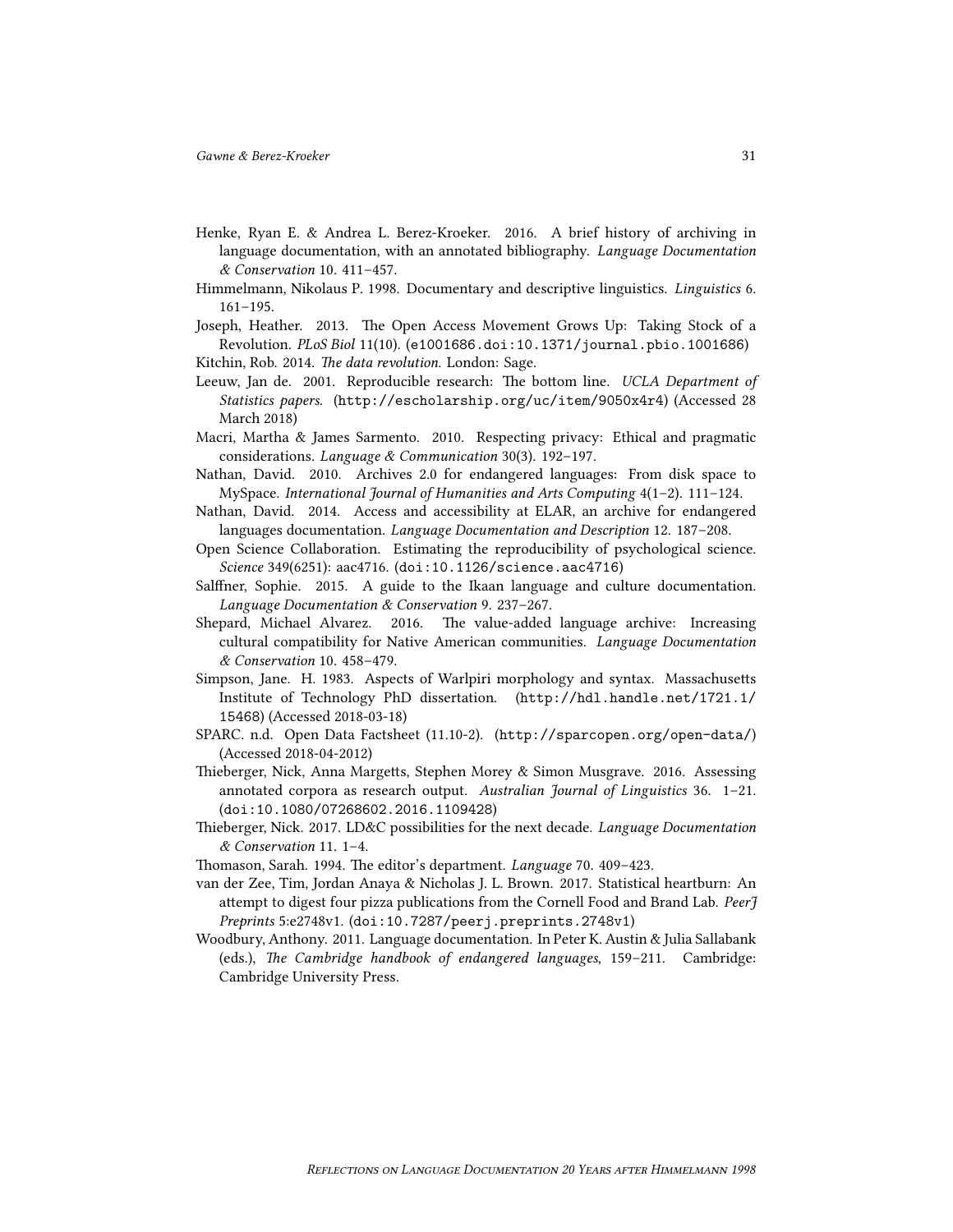Henke, Ryan E. & Andrea L. Berez-Kroeker. 2016. A brief history of archiving in language documentation, with an annotated bibliography. *Language Documentation & Conservation* 10. 411–457.

Himmelmann, Nikolaus P. 1998. Documentary and descriptive linguistics. *Linguistics* 6. 161–195.

Joseph, Heather. 2013. The Open Access Movement Grows Up: Taking Stock of a Revolution. *PLoS Biol* 11(10). (`e1001686.doi:10.1371/journal.pbio.1001686`)

Kitchin, Rob. 2014. *The data revolution.* London: Sage.

Leeuw, Jan de. 2001. Reproducible research: The bottom line. *UCLA Department of Statistics papers.* (`http://escholarship.org/uc/item/9050x4r4`) (Accessed 28 March 2018)

Macri, Martha & James Sarmento. 2010. Respecting privacy: Ethical and pragmatic considerations. *Language & Communication* 30(3). 192–197.

Nathan, David. 2010. Archives 2.0 for endangered languages: From disk space to MySpace. *International Journal of Humanities and Arts Computing* 4(1–2). 111–124.

Nathan, David. 2014. Access and accessibility at ELAR, an archive for endangered languages documentation. *Language Documentation and Description* 12. 187–208.

Open Science Collaboration. Estimating the reproducibility of psychological science. *Science* 349(6251): aac4716. (`doi:10.1126/science.aac4716`)

Salffner, Sophie. 2015. A guide to the Ikaan language and culture documentation. *Language Documentation & Conservation* 9. 237–267.

Shepard, Michael Alvarez. 2016. The value-added language archive: Increasing cultural compatibility for Native American communities. *Language Documentation & Conservation* 10. 458–479.

Simpson, Jane. H. 1983. Aspects of Warlpiri morphology and syntax. Massachusetts Institute of Technology PhD dissertation. (`http://hdl.handle.net/1721.1/15468`) (Accessed 2018-03-18)

SPARC. n.d. Open Data Factsheet (11.10-2). (`http://sparcopen.org/open-data/`) (Accessed 2018-04-2012)

Thieberger, Nick, Anna Margetts, Stephen Morey & Simon Musgrave. 2016. Assessing annotated corpora as research output. *Australian Journal of Linguistics* 36. 1–21. (`doi:10.1080/07268602.2016.1109428`)

Thieberger, Nick. 2017. LD&C possibilities for the next decade. *Language Documentation & Conservation* 11. 1–4.

Thomason, Sarah. 1994. The editor's department. *Language* 70. 409–423.

van der Zee, Tim, Jordan Anaya & Nicholas J. L. Brown. 2017. Statistical heartburn: An attempt to digest four pizza publications from the Cornell Food and Brand Lab. *PeerJ Preprints* 5:e2748v1. (`doi:10.7287/peerj.preprints.2748v1`)

Woodbury, Anthony. 2011. Language documentation. In Peter K. Austin & Julia Sallabank (eds.), *The Cambridge handbook of endangered languages*, 159–211. Cambridge: Cambridge University Press.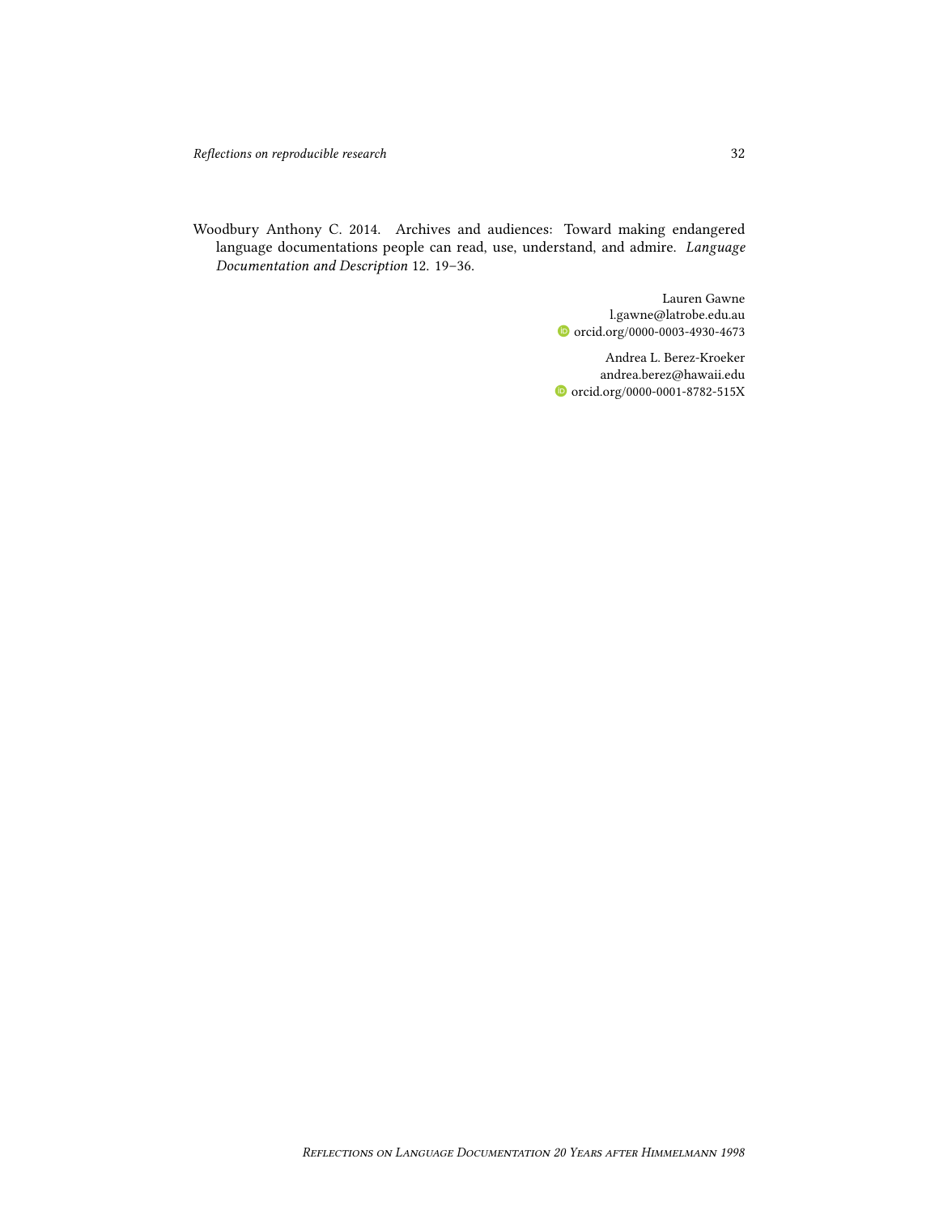Woodbury Anthony C. 2014. Archives and audiences: Toward making endangered language documentations people can read, use, understand, and admire. *Language Documentation and Description* 12. 19–36.

Lauren Gawne
l.gawne@latrobe.edu.au
orcid.org/0000-0003-4930-4673

Andrea L. Berez-Kroeker
andrea.berez@hawaii.edu
orcid.org/0000-0001-8782-515X